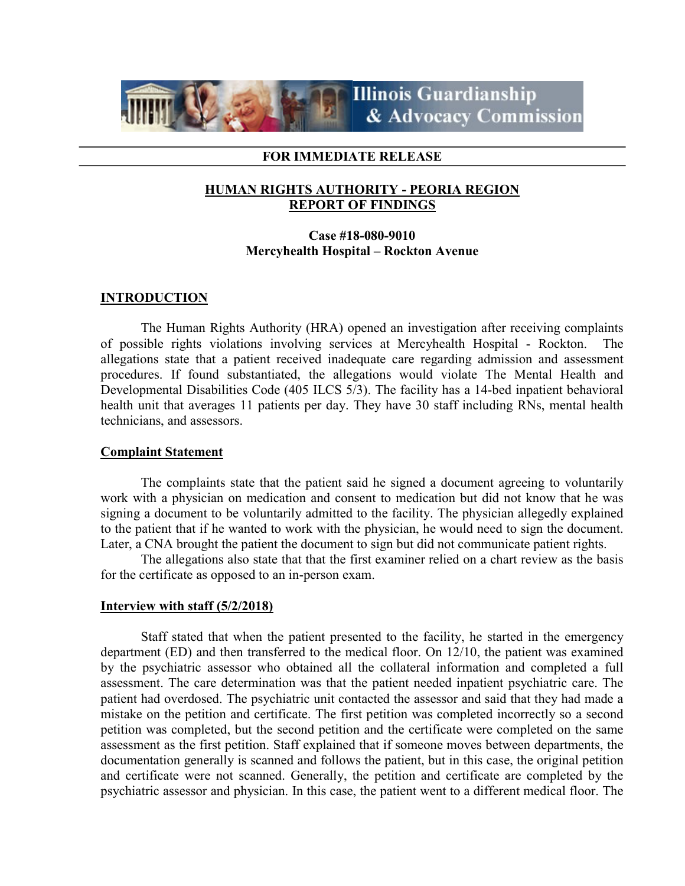Illinois Guardianship & Advocacy Commission

**FOR IMMEDIATE RELEASE**

**HUMAN RIGHTS AUTHORITY - PEORIA REGION**
**REPORT OF FINDINGS**

**Case #18-080-9010**
**Mercyhealth Hospital – Rockton Avenue**

## INTRODUCTION

The Human Rights Authority (HRA) opened an investigation after receiving complaints of possible rights violations involving services at Mercyhealth Hospital - Rockton. The allegations state that a patient received inadequate care regarding admission and assessment procedures. If found substantiated, the allegations would violate The Mental Health and Developmental Disabilities Code (405 ILCS 5/3). The facility has a 14-bed inpatient behavioral health unit that averages 11 patients per day. They have 30 staff including RNs, mental health technicians, and assessors.

### Complaint Statement

The complaints state that the patient said he signed a document agreeing to voluntarily work with a physician on medication and consent to medication but did not know that he was signing a document to be voluntarily admitted to the facility. The physician allegedly explained to the patient that if he wanted to work with the physician, he would need to sign the document. Later, a CNA brought the patient the document to sign but did not communicate patient rights.

The allegations also state that that the first examiner relied on a chart review as the basis for the certificate as opposed to an in-person exam.

### Interview with staff (5/2/2018)

Staff stated that when the patient presented to the facility, he started in the emergency department (ED) and then transferred to the medical floor. On 12/10, the patient was examined by the psychiatric assessor who obtained all the collateral information and completed a full assessment. The care determination was that the patient needed inpatient psychiatric care. The patient had overdosed. The psychiatric unit contacted the assessor and said that they had made a mistake on the petition and certificate. The first petition was completed incorrectly so a second petition was completed, but the second petition and the certificate were completed on the same assessment as the first petition. Staff explained that if someone moves between departments, the documentation generally is scanned and follows the patient, but in this case, the original petition and certificate were not scanned. Generally, the petition and certificate are completed by the psychiatric assessor and physician. In this case, the patient went to a different medical floor. The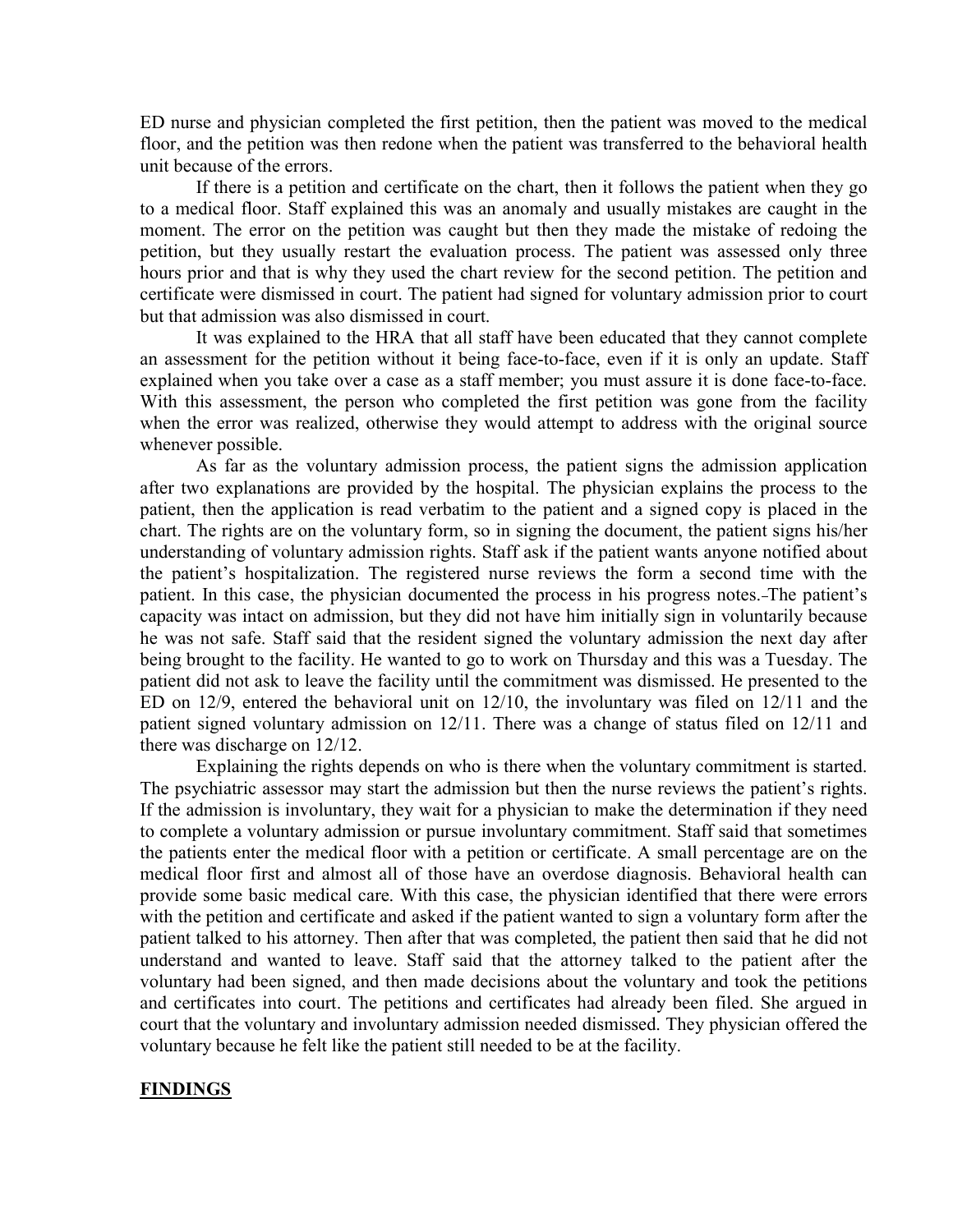ED nurse and physician completed the first petition, then the patient was moved to the medical floor, and the petition was then redone when the patient was transferred to the behavioral health unit because of the errors.

If there is a petition and certificate on the chart, then it follows the patient when they go to a medical floor. Staff explained this was an anomaly and usually mistakes are caught in the moment. The error on the petition was caught but then they made the mistake of redoing the petition, but they usually restart the evaluation process. The patient was assessed only three hours prior and that is why they used the chart review for the second petition. The petition and certificate were dismissed in court. The patient had signed for voluntary admission prior to court but that admission was also dismissed in court.

It was explained to the HRA that all staff have been educated that they cannot complete an assessment for the petition without it being face-to-face, even if it is only an update. Staff explained when you take over a case as a staff member; you must assure it is done face-to-face. With this assessment, the person who completed the first petition was gone from the facility when the error was realized, otherwise they would attempt to address with the original source whenever possible.

As far as the voluntary admission process, the patient signs the admission application after two explanations are provided by the hospital. The physician explains the process to the patient, then the application is read verbatim to the patient and a signed copy is placed in the chart. The rights are on the voluntary form, so in signing the document, the patient signs his/her understanding of voluntary admission rights. Staff ask if the patient wants anyone notified about the patient's hospitalization. The registered nurse reviews the form a second time with the patient. In this case, the physician documented the process in his progress notes. The patient's capacity was intact on admission, but they did not have him initially sign in voluntarily because he was not safe. Staff said that the resident signed the voluntary admission the next day after being brought to the facility. He wanted to go to work on Thursday and this was a Tuesday. The patient did not ask to leave the facility until the commitment was dismissed. He presented to the ED on 12/9, entered the behavioral unit on 12/10, the involuntary was filed on 12/11 and the patient signed voluntary admission on 12/11. There was a change of status filed on 12/11 and there was discharge on 12/12.

Explaining the rights depends on who is there when the voluntary commitment is started. The psychiatric assessor may start the admission but then the nurse reviews the patient's rights. If the admission is involuntary, they wait for a physician to make the determination if they need to complete a voluntary admission or pursue involuntary commitment. Staff said that sometimes the patients enter the medical floor with a petition or certificate. A small percentage are on the medical floor first and almost all of those have an overdose diagnosis. Behavioral health can provide some basic medical care. With this case, the physician identified that there were errors with the petition and certificate and asked if the patient wanted to sign a voluntary form after the patient talked to his attorney. Then after that was completed, the patient then said that he did not understand and wanted to leave. Staff said that the attorney talked to the patient after the voluntary had been signed, and then made decisions about the voluntary and took the petitions and certificates into court. The petitions and certificates had already been filed. She argued in court that the voluntary and involuntary admission needed dismissed. They physician offered the voluntary because he felt like the patient still needed to be at the facility.

## FINDINGS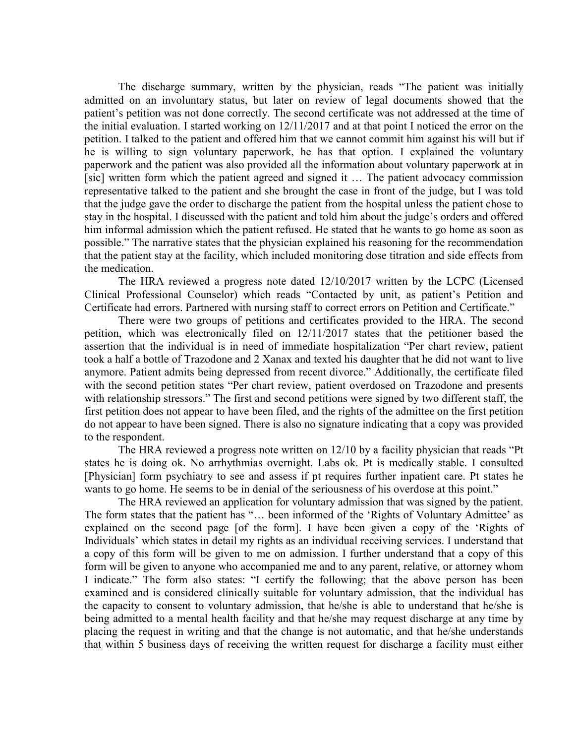The discharge summary, written by the physician, reads "The patient was initially admitted on an involuntary status, but later on review of legal documents showed that the patient's petition was not done correctly. The second certificate was not addressed at the time of the initial evaluation. I started working on 12/11/2017 and at that point I noticed the error on the petition. I talked to the patient and offered him that we cannot commit him against his will but if he is willing to sign voluntary paperwork, he has that option. I explained the voluntary paperwork and the patient was also provided all the information about voluntary paperwork at in [sic] written form which the patient agreed and signed it … The patient advocacy commission representative talked to the patient and she brought the case in front of the judge, but I was told that the judge gave the order to discharge the patient from the hospital unless the patient chose to stay in the hospital. I discussed with the patient and told him about the judge's orders and offered him informal admission which the patient refused. He stated that he wants to go home as soon as possible." The narrative states that the physician explained his reasoning for the recommendation that the patient stay at the facility, which included monitoring dose titration and side effects from the medication.

The HRA reviewed a progress note dated 12/10/2017 written by the LCPC (Licensed Clinical Professional Counselor) which reads "Contacted by unit, as patient's Petition and Certificate had errors. Partnered with nursing staff to correct errors on Petition and Certificate."

There were two groups of petitions and certificates provided to the HRA. The second petition, which was electronically filed on 12/11/2017 states that the petitioner based the assertion that the individual is in need of immediate hospitalization "Per chart review, patient took a half a bottle of Trazodone and 2 Xanax and texted his daughter that he did not want to live anymore. Patient admits being depressed from recent divorce." Additionally, the certificate filed with the second petition states "Per chart review, patient overdosed on Trazodone and presents with relationship stressors." The first and second petitions were signed by two different staff, the first petition does not appear to have been filed, and the rights of the admittee on the first petition do not appear to have been signed. There is also no signature indicating that a copy was provided to the respondent.

The HRA reviewed a progress note written on 12/10 by a facility physician that reads "Pt states he is doing ok. No arrhythmias overnight. Labs ok. Pt is medically stable. I consulted [Physician] form psychiatry to see and assess if pt requires further inpatient care. Pt states he wants to go home. He seems to be in denial of the seriousness of his overdose at this point."

The HRA reviewed an application for voluntary admission that was signed by the patient. The form states that the patient has "… been informed of the 'Rights of Voluntary Admittee' as explained on the second page [of the form]. I have been given a copy of the 'Rights of Individuals' which states in detail my rights as an individual receiving services. I understand that a copy of this form will be given to me on admission. I further understand that a copy of this form will be given to anyone who accompanied me and to any parent, relative, or attorney whom I indicate." The form also states: "I certify the following; that the above person has been examined and is considered clinically suitable for voluntary admission, that the individual has the capacity to consent to voluntary admission, that he/she is able to understand that he/she is being admitted to a mental health facility and that he/she may request discharge at any time by placing the request in writing and that the change is not automatic, and that he/she understands that within 5 business days of receiving the written request for discharge a facility must either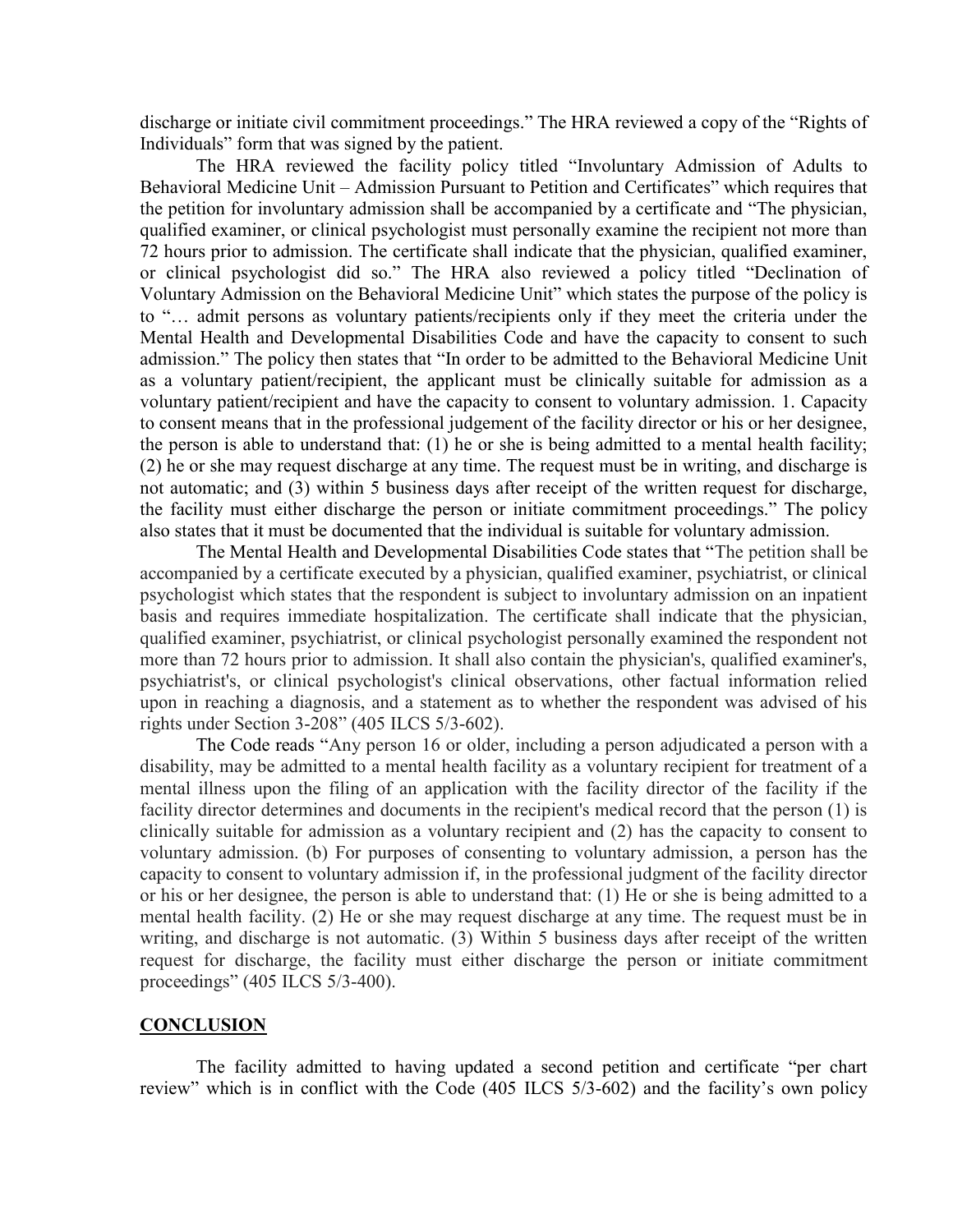discharge or initiate civil commitment proceedings." The HRA reviewed a copy of the "Rights of Individuals" form that was signed by the patient.

The HRA reviewed the facility policy titled "Involuntary Admission of Adults to Behavioral Medicine Unit – Admission Pursuant to Petition and Certificates" which requires that the petition for involuntary admission shall be accompanied by a certificate and "The physician, qualified examiner, or clinical psychologist must personally examine the recipient not more than 72 hours prior to admission. The certificate shall indicate that the physician, qualified examiner, or clinical psychologist did so." The HRA also reviewed a policy titled "Declination of Voluntary Admission on the Behavioral Medicine Unit" which states the purpose of the policy is to "… admit persons as voluntary patients/recipients only if they meet the criteria under the Mental Health and Developmental Disabilities Code and have the capacity to consent to such admission." The policy then states that "In order to be admitted to the Behavioral Medicine Unit as a voluntary patient/recipient, the applicant must be clinically suitable for admission as a voluntary patient/recipient and have the capacity to consent to voluntary admission. 1. Capacity to consent means that in the professional judgement of the facility director or his or her designee, the person is able to understand that: (1) he or she is being admitted to a mental health facility; (2) he or she may request discharge at any time. The request must be in writing, and discharge is not automatic; and (3) within 5 business days after receipt of the written request for discharge, the facility must either discharge the person or initiate commitment proceedings." The policy also states that it must be documented that the individual is suitable for voluntary admission.

The Mental Health and Developmental Disabilities Code states that "The petition shall be accompanied by a certificate executed by a physician, qualified examiner, psychiatrist, or clinical psychologist which states that the respondent is subject to involuntary admission on an inpatient basis and requires immediate hospitalization. The certificate shall indicate that the physician, qualified examiner, psychiatrist, or clinical psychologist personally examined the respondent not more than 72 hours prior to admission. It shall also contain the physician's, qualified examiner's, psychiatrist's, or clinical psychologist's clinical observations, other factual information relied upon in reaching a diagnosis, and a statement as to whether the respondent was advised of his rights under Section 3-208" (405 ILCS 5/3-602).

The Code reads "Any person 16 or older, including a person adjudicated a person with a disability, may be admitted to a mental health facility as a voluntary recipient for treatment of a mental illness upon the filing of an application with the facility director of the facility if the facility director determines and documents in the recipient's medical record that the person (1) is clinically suitable for admission as a voluntary recipient and (2) has the capacity to consent to voluntary admission. (b) For purposes of consenting to voluntary admission, a person has the capacity to consent to voluntary admission if, in the professional judgment of the facility director or his or her designee, the person is able to understand that: (1) He or she is being admitted to a mental health facility. (2) He or she may request discharge at any time. The request must be in writing, and discharge is not automatic. (3) Within 5 business days after receipt of the written request for discharge, the facility must either discharge the person or initiate commitment proceedings" (405 ILCS 5/3-400).

## CONCLUSION

The facility admitted to having updated a second petition and certificate "per chart review" which is in conflict with the Code (405 ILCS 5/3-602) and the facility's own policy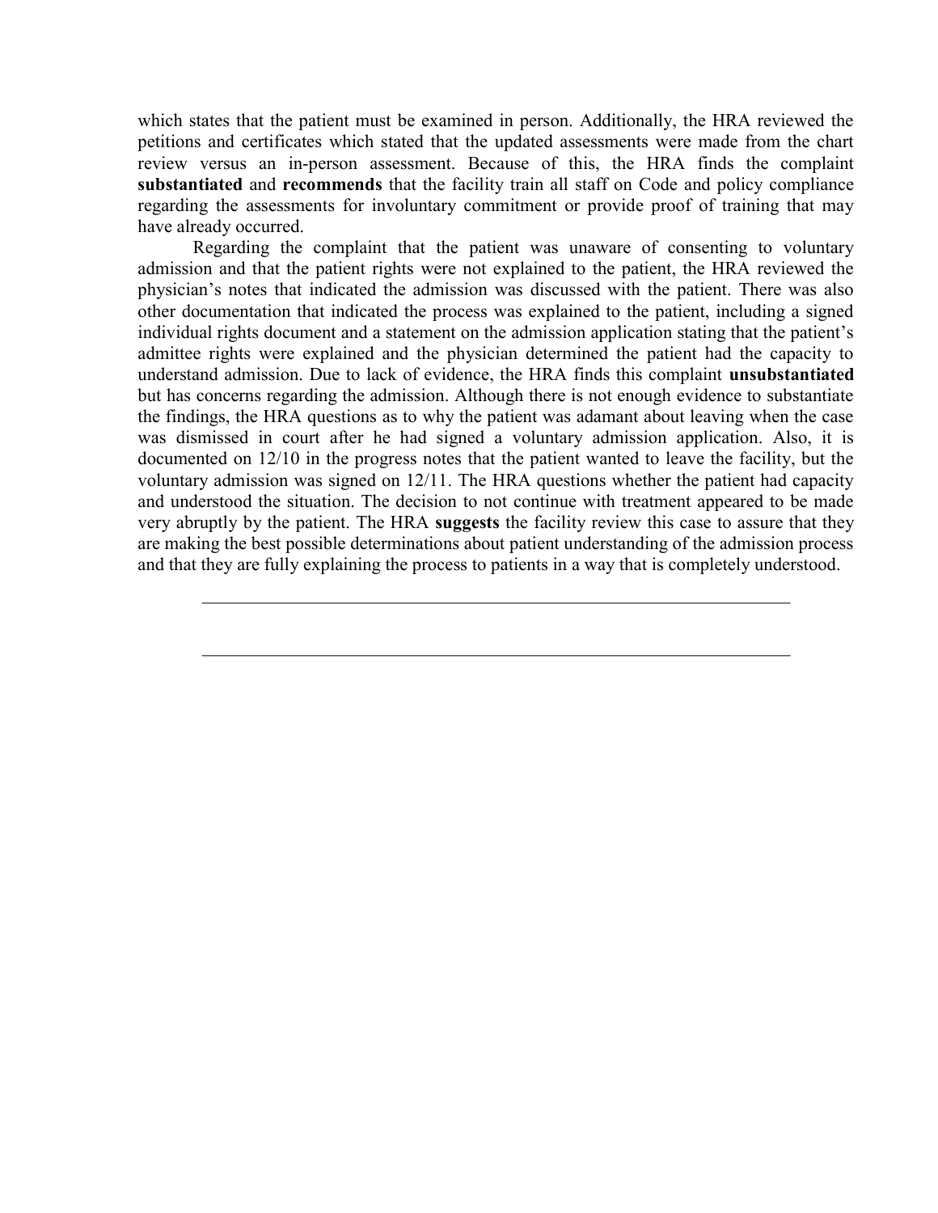which states that the patient must be examined in person. Additionally, the HRA reviewed the petitions and certificates which stated that the updated assessments were made from the chart review versus an in-person assessment. Because of this, the HRA finds the complaint **substantiated** and **recommends** that the facility train all staff on Code and policy compliance regarding the assessments for involuntary commitment or provide proof of training that may have already occurred.

Regarding the complaint that the patient was unaware of consenting to voluntary admission and that the patient rights were not explained to the patient, the HRA reviewed the physician's notes that indicated the admission was discussed with the patient. There was also other documentation that indicated the process was explained to the patient, including a signed individual rights document and a statement on the admission application stating that the patient's admittee rights were explained and the physician determined the patient had the capacity to understand admission. Due to lack of evidence, the HRA finds this complaint **unsubstantiated** but has concerns regarding the admission. Although there is not enough evidence to substantiate the findings, the HRA questions as to why the patient was adamant about leaving when the case was dismissed in court after he had signed a voluntary admission application. Also, it is documented on 12/10 in the progress notes that the patient wanted to leave the facility, but the voluntary admission was signed on 12/11. The HRA questions whether the patient had capacity and understood the situation. The decision to not continue with treatment appeared to be made very abruptly by the patient. The HRA **suggests** the facility review this case to assure that they are making the best possible determinations about patient understanding of the admission process and that they are fully explaining the process to patients in a way that is completely understood.

---

---